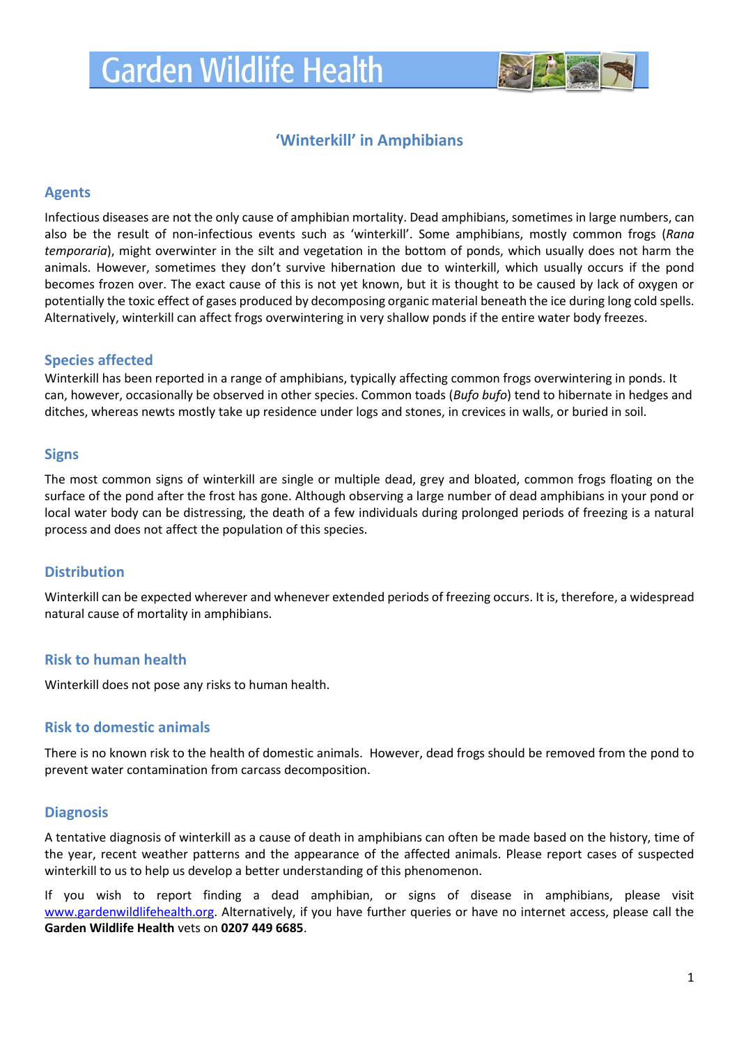# Garden Wildlife Health

## 'Winterkill' in Amphibians

### Agents

Infectious diseases are not the only cause of amphibian mortality. Dead amphibians, sometimes in large numbers, can also be the result of non-infectious events such as 'winterkill'. Some amphibians, mostly common frogs (*Rana temporaria*), might overwinter in the silt and vegetation in the bottom of ponds, which usually does not harm the animals. However, sometimes they don't survive hibernation due to winterkill, which usually occurs if the pond becomes frozen over. The exact cause of this is not yet known, but it is thought to be caused by lack of oxygen or potentially the toxic effect of gases produced by decomposing organic material beneath the ice during long cold spells. Alternatively, winterkill can affect frogs overwintering in very shallow ponds if the entire water body freezes.

### Species affected

Winterkill has been reported in a range of amphibians, typically affecting common frogs overwintering in ponds. It can, however, occasionally be observed in other species. Common toads (*Bufo bufo*) tend to hibernate in hedges and ditches, whereas newts mostly take up residence under logs and stones, in crevices in walls, or buried in soil.

### Signs

The most common signs of winterkill are single or multiple dead, grey and bloated, common frogs floating on the surface of the pond after the frost has gone. Although observing a large number of dead amphibians in your pond or local water body can be distressing, the death of a few individuals during prolonged periods of freezing is a natural process and does not affect the population of this species.

### Distribution

Winterkill can be expected wherever and whenever extended periods of freezing occurs. It is, therefore, a widespread natural cause of mortality in amphibians.

### Risk to human health

Winterkill does not pose any risks to human health.

### Risk to domestic animals

There is no known risk to the health of domestic animals. However, dead frogs should be removed from the pond to prevent water contamination from carcass decomposition.

### Diagnosis

A tentative diagnosis of winterkill as a cause of death in amphibians can often be made based on the history, time of the year, recent weather patterns and the appearance of the affected animals. Please report cases of suspected winterkill to us to help us develop a better understanding of this phenomenon.

If you wish to report finding a dead amphibian, or signs of disease in amphibians, please visit [www.gardenwildlifehealth.org](http://www.gardenwildlifehealth.org). Alternatively, if you have further queries or have no internet access, please call the **Garden Wildlife Health** vets on **0207 449 6685**.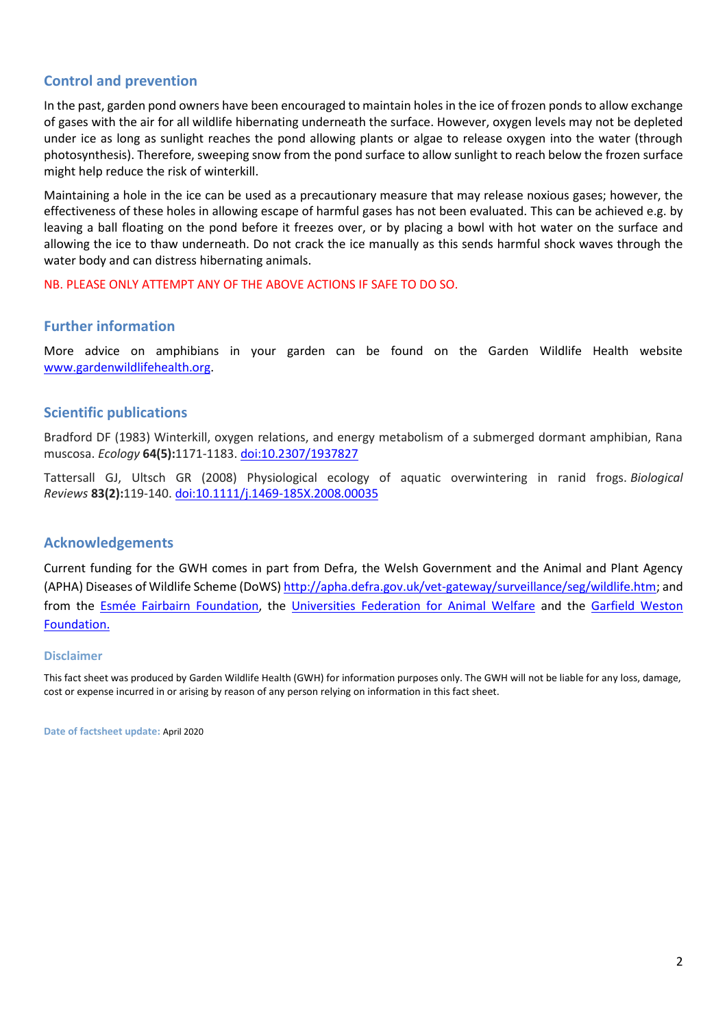## Control and prevention

In the past, garden pond owners have been encouraged to maintain holes in the ice of frozen ponds to allow exchange of gases with the air for all wildlife hibernating underneath the surface. However, oxygen levels may not be depleted under ice as long as sunlight reaches the pond allowing plants or algae to release oxygen into the water (through photosynthesis). Therefore, sweeping snow from the pond surface to allow sunlight to reach below the frozen surface might help reduce the risk of winterkill.

Maintaining a hole in the ice can be used as a precautionary measure that may release noxious gases; however, the effectiveness of these holes in allowing escape of harmful gases has not been evaluated. This can be achieved e.g. by leaving a ball floating on the pond before it freezes over, or by placing a bowl with hot water on the surface and allowing the ice to thaw underneath. Do not crack the ice manually as this sends harmful shock waves through the water body and can distress hibernating animals.

NB. PLEASE ONLY ATTEMPT ANY OF THE ABOVE ACTIONS IF SAFE TO DO SO.

## Further information

More advice on amphibians in your garden can be found on the Garden Wildlife Health website www.gardenwildlifehealth.org.

## Scientific publications

Bradford DF (1983) Winterkill, oxygen relations, and energy metabolism of a submerged dormant amphibian, Rana muscosa. *Ecology* **64(5):**1171-1183. doi:10.2307/1937827

Tattersall GJ, Ultsch GR (2008) Physiological ecology of aquatic overwintering in ranid frogs. *Biological Reviews* **83(2):**119-140. doi:10.1111/j.1469-185X.2008.00035

## Acknowledgements

Current funding for the GWH comes in part from Defra, the Welsh Government and the Animal and Plant Agency (APHA) Diseases of Wildlife Scheme (DoWS) http://apha.defra.gov.uk/vet-gateway/surveillance/seg/wildlife.htm; and from the Esmée Fairbairn Foundation, the Universities Federation for Animal Welfare and the Garfield Weston Foundation.

### Disclaimer

This fact sheet was produced by Garden Wildlife Health (GWH) for information purposes only. The GWH will not be liable for any loss, damage, cost or expense incurred in or arising by reason of any person relying on information in this fact sheet.

**Date of factsheet update:** April 2020